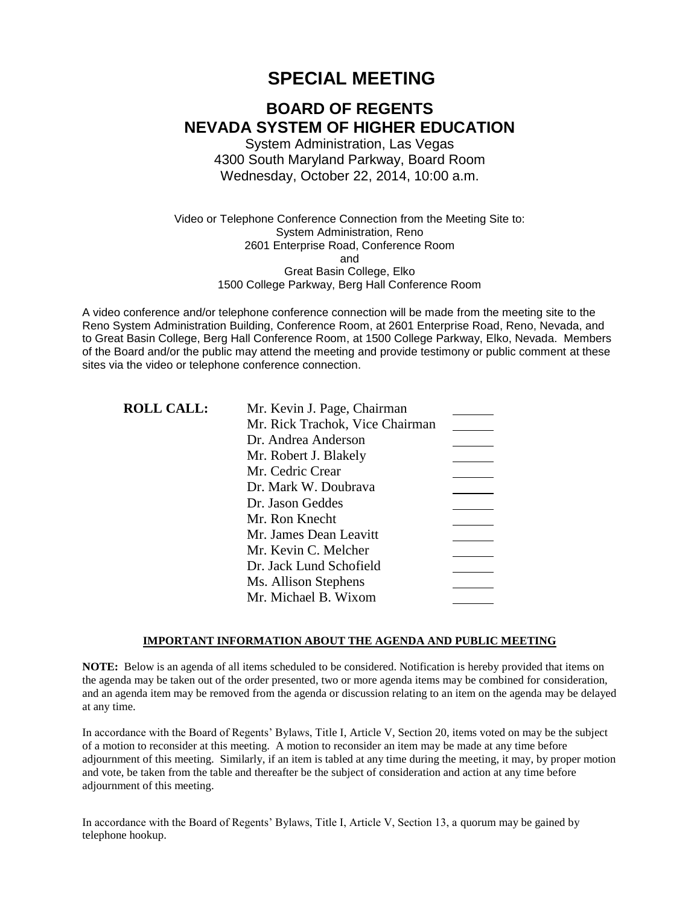# SPECIAL MEETING

## BOARD OF REGENTS
## NEVADA SYSTEM OF HIGHER EDUCATION

System Administration, Las Vegas
4300 South Maryland Parkway, Board Room
Wednesday, October 22, 2014, 10:00 a.m.

Video or Telephone Conference Connection from the Meeting Site to:
System Administration, Reno
2601 Enterprise Road, Conference Room
and
Great Basin College, Elko
1500 College Parkway, Berg Hall Conference Room

A video conference and/or telephone conference connection will be made from the meeting site to the Reno System Administration Building, Conference Room, at 2601 Enterprise Road, Reno, Nevada, and to Great Basin College, Berg Hall Conference Room, at 1500 College Parkway, Elko, Nevada. Members of the Board and/or the public may attend the meeting and provide testimony or public comment at these sites via the video or telephone conference connection.

**ROLL CALL:**

| | |
|---|---|
| Mr. Kevin J. Page, Chairman | ______ |
| Mr. Rick Trachok, Vice Chairman | ______ |
| Dr. Andrea Anderson | ______ |
| Mr. Robert J. Blakely | ______ |
| Mr. Cedric Crear | ______ |
| Dr. Mark W. Doubrava | ______ |
| Dr. Jason Geddes | ______ |
| Mr. Ron Knecht | ______ |
| Mr. James Dean Leavitt | ______ |
| Mr. Kevin C. Melcher | ______ |
| Dr. Jack Lund Schofield | ______ |
| Ms. Allison Stephens | ______ |
| Mr. Michael B. Wixom | ______ |

**IMPORTANT INFORMATION ABOUT THE AGENDA AND PUBLIC MEETING**

**NOTE:** Below is an agenda of all items scheduled to be considered. Notification is hereby provided that items on the agenda may be taken out of the order presented, two or more agenda items may be combined for consideration, and an agenda item may be removed from the agenda or discussion relating to an item on the agenda may be delayed at any time.

In accordance with the Board of Regents' Bylaws, Title I, Article V, Section 20, items voted on may be the subject of a motion to reconsider at this meeting. A motion to reconsider an item may be made at any time before adjournment of this meeting. Similarly, if an item is tabled at any time during the meeting, it may, by proper motion and vote, be taken from the table and thereafter be the subject of consideration and action at any time before adjournment of this meeting.

In accordance with the Board of Regents' Bylaws, Title I, Article V, Section 13, a quorum may be gained by telephone hookup.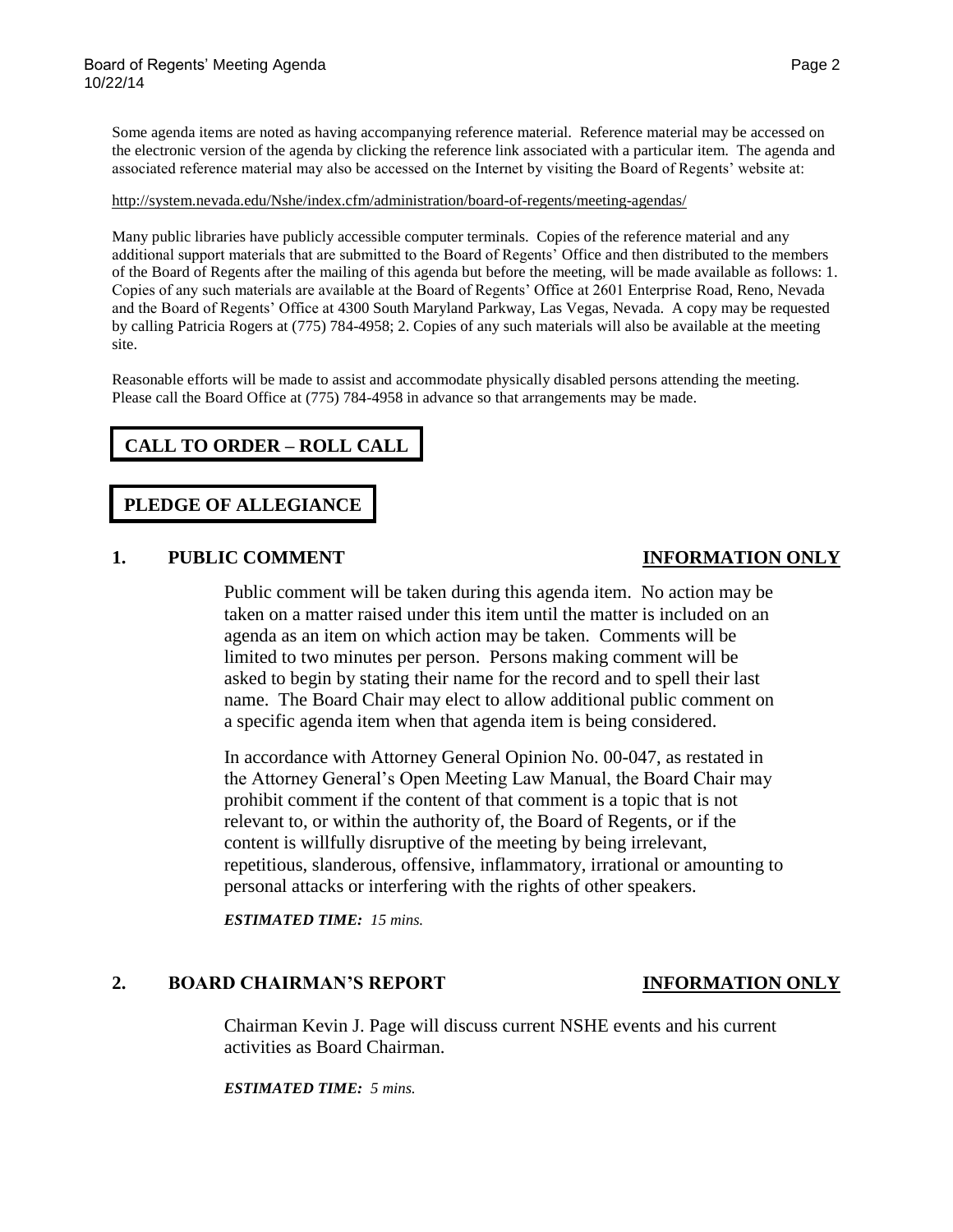Some agenda items are noted as having accompanying reference material. Reference material may be accessed on the electronic version of the agenda by clicking the reference link associated with a particular item. The agenda and associated reference material may also be accessed on the Internet by visiting the Board of Regents' website at:

http://system.nevada.edu/Nshe/index.cfm/administration/board-of-regents/meeting-agendas/

Many public libraries have publicly accessible computer terminals. Copies of the reference material and any additional support materials that are submitted to the Board of Regents' Office and then distributed to the members of the Board of Regents after the mailing of this agenda but before the meeting, will be made available as follows: 1. Copies of any such materials are available at the Board of Regents' Office at 2601 Enterprise Road, Reno, Nevada and the Board of Regents' Office at 4300 South Maryland Parkway, Las Vegas, Nevada. A copy may be requested by calling Patricia Rogers at (775) 784-4958; 2. Copies of any such materials will also be available at the meeting site.

Reasonable efforts will be made to assist and accommodate physically disabled persons attending the meeting. Please call the Board Office at (775) 784-4958 in advance so that arrangements may be made.

## CALL TO ORDER – ROLL CALL

## PLEDGE OF ALLEGIANCE

## 1. PUBLIC COMMENT — INFORMATION ONLY

Public comment will be taken during this agenda item. No action may be taken on a matter raised under this item until the matter is included on an agenda as an item on which action may be taken. Comments will be limited to two minutes per person. Persons making comment will be asked to begin by stating their name for the record and to spell their last name. The Board Chair may elect to allow additional public comment on a specific agenda item when that agenda item is being considered.

In accordance with Attorney General Opinion No. 00-047, as restated in the Attorney General's Open Meeting Law Manual, the Board Chair may prohibit comment if the content of that comment is a topic that is not relevant to, or within the authority of, the Board of Regents, or if the content is willfully disruptive of the meeting by being irrelevant, repetitious, slanderous, offensive, inflammatory, irrational or amounting to personal attacks or interfering with the rights of other speakers.

***ESTIMATED TIME:*** *15 mins.*

## 2. BOARD CHAIRMAN'S REPORT — INFORMATION ONLY

Chairman Kevin J. Page will discuss current NSHE events and his current activities as Board Chairman.

***ESTIMATED TIME:*** *5 mins.*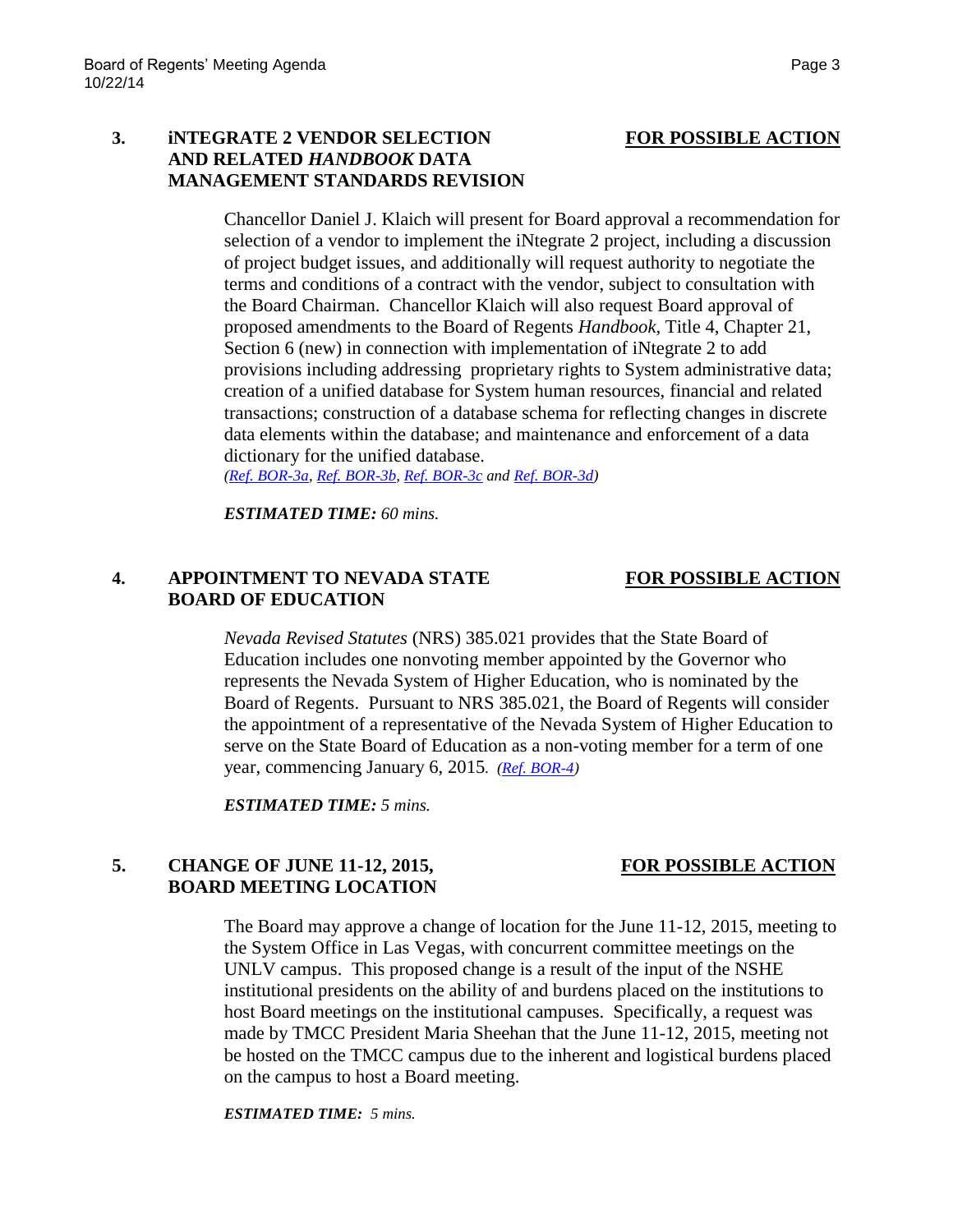**3. iNTEGRATE 2 VENDOR SELECTION AND RELATED *HANDBOOK* DATA MANAGEMENT STANDARDS REVISION** **FOR POSSIBLE ACTION**

Chancellor Daniel J. Klaich will present for Board approval a recommendation for selection of a vendor to implement the iNtegrate 2 project, including a discussion of project budget issues, and additionally will request authority to negotiate the terms and conditions of a contract with the vendor, subject to consultation with the Board Chairman. Chancellor Klaich will also request Board approval of proposed amendments to the Board of Regents *Handbook,* Title 4, Chapter 21, Section 6 (new) in connection with implementation of iNtegrate 2 to add provisions including addressing proprietary rights to System administrative data; creation of a unified database for System human resources, financial and related transactions; construction of a database schema for reflecting changes in discrete data elements within the database; and maintenance and enforcement of a data dictionary for the unified database.
*(Ref. BOR-3a, Ref. BOR-3b, Ref. BOR-3c and Ref. BOR-3d)*

***ESTIMATED TIME:*** *60 mins.*

**4. APPOINTMENT TO NEVADA STATE BOARD OF EDUCATION** **FOR POSSIBLE ACTION**

*Nevada Revised Statutes* (NRS) 385.021 provides that the State Board of Education includes one nonvoting member appointed by the Governor who represents the Nevada System of Higher Education, who is nominated by the Board of Regents. Pursuant to NRS 385.021, the Board of Regents will consider the appointment of a representative of the Nevada System of Higher Education to serve on the State Board of Education as a non-voting member for a term of one year, commencing January 6, 2015*. (Ref. BOR-4)*

***ESTIMATED TIME:*** *5 mins.*

**5. CHANGE OF JUNE 11-12, 2015, BOARD MEETING LOCATION** **FOR POSSIBLE ACTION**

The Board may approve a change of location for the June 11-12, 2015, meeting to the System Office in Las Vegas, with concurrent committee meetings on the UNLV campus. This proposed change is a result of the input of the NSHE institutional presidents on the ability of and burdens placed on the institutions to host Board meetings on the institutional campuses. Specifically, a request was made by TMCC President Maria Sheehan that the June 11-12, 2015, meeting not be hosted on the TMCC campus due to the inherent and logistical burdens placed on the campus to host a Board meeting.

***ESTIMATED TIME:*** *5 mins.*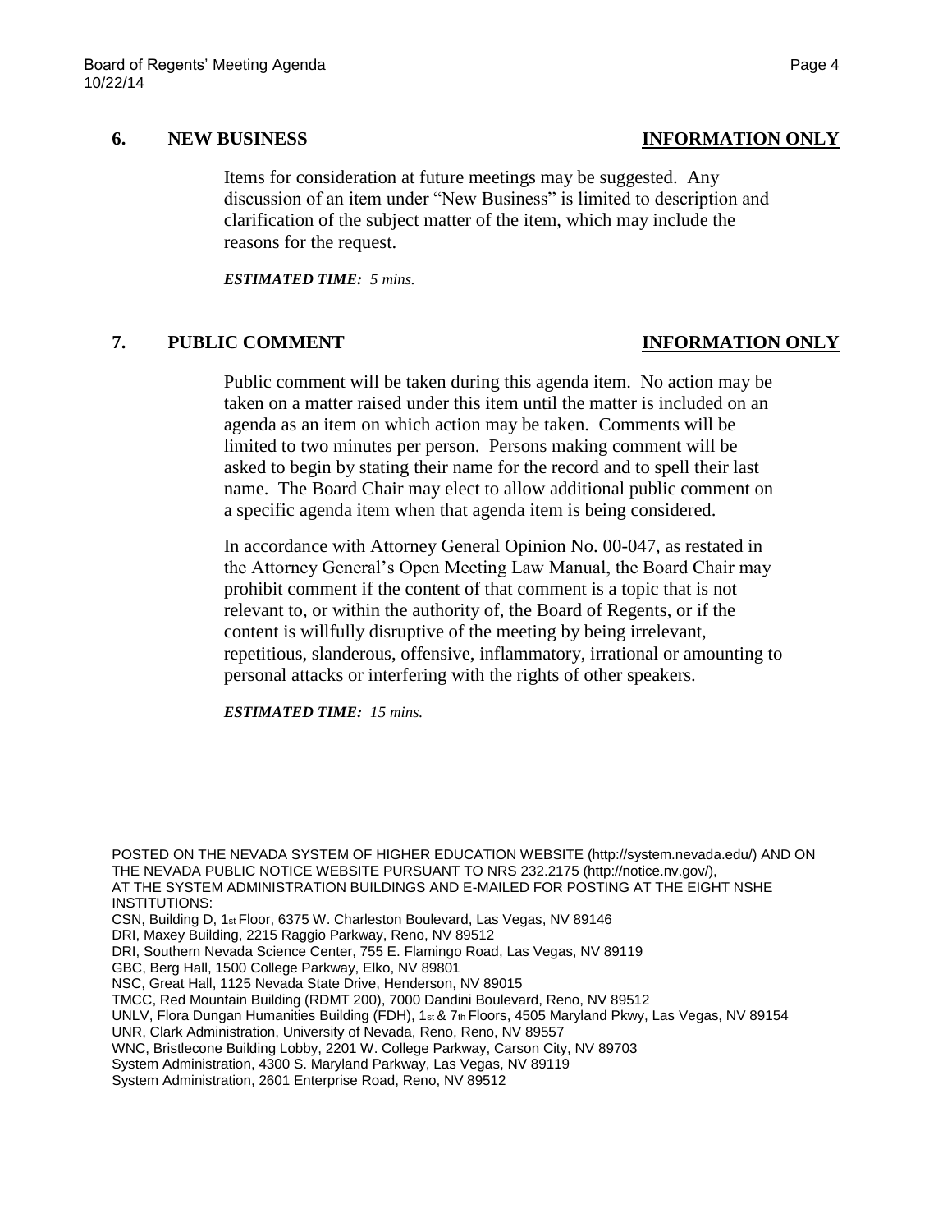## 6. NEW BUSINESS — INFORMATION ONLY

Items for consideration at future meetings may be suggested. Any discussion of an item under "New Business" is limited to description and clarification of the subject matter of the item, which may include the reasons for the request.

***ESTIMATED TIME:** 5 mins.*

## 7. PUBLIC COMMENT — INFORMATION ONLY

Public comment will be taken during this agenda item. No action may be taken on a matter raised under this item until the matter is included on an agenda as an item on which action may be taken. Comments will be limited to two minutes per person. Persons making comment will be asked to begin by stating their name for the record and to spell their last name. The Board Chair may elect to allow additional public comment on a specific agenda item when that agenda item is being considered.

In accordance with Attorney General Opinion No. 00-047, as restated in the Attorney General's Open Meeting Law Manual, the Board Chair may prohibit comment if the content of that comment is a topic that is not relevant to, or within the authority of, the Board of Regents, or if the content is willfully disruptive of the meeting by being irrelevant, repetitious, slanderous, offensive, inflammatory, irrational or amounting to personal attacks or interfering with the rights of other speakers.

***ESTIMATED TIME:** 15 mins.*

POSTED ON THE NEVADA SYSTEM OF HIGHER EDUCATION WEBSITE (http://system.nevada.edu/) AND ON THE NEVADA PUBLIC NOTICE WEBSITE PURSUANT TO NRS 232.2175 (http://notice.nv.gov/), AT THE SYSTEM ADMINISTRATION BUILDINGS AND E-MAILED FOR POSTING AT THE EIGHT NSHE INSTITUTIONS:

CSN, Building D, 1st Floor, 6375 W. Charleston Boulevard, Las Vegas, NV 89146
DRI, Maxey Building, 2215 Raggio Parkway, Reno, NV 89512
DRI, Southern Nevada Science Center, 755 E. Flamingo Road, Las Vegas, NV 89119
GBC, Berg Hall, 1500 College Parkway, Elko, NV 89801
NSC, Great Hall, 1125 Nevada State Drive, Henderson, NV 89015
TMCC, Red Mountain Building (RDMT 200), 7000 Dandini Boulevard, Reno, NV 89512
UNLV, Flora Dungan Humanities Building (FDH), 1st & 7th Floors, 4505 Maryland Pkwy, Las Vegas, NV 89154
UNR, Clark Administration, University of Nevada, Reno, Reno, NV 89557
WNC, Bristlecone Building Lobby, 2201 W. College Parkway, Carson City, NV 89703
System Administration, 4300 S. Maryland Parkway, Las Vegas, NV 89119
System Administration, 2601 Enterprise Road, Reno, NV 89512